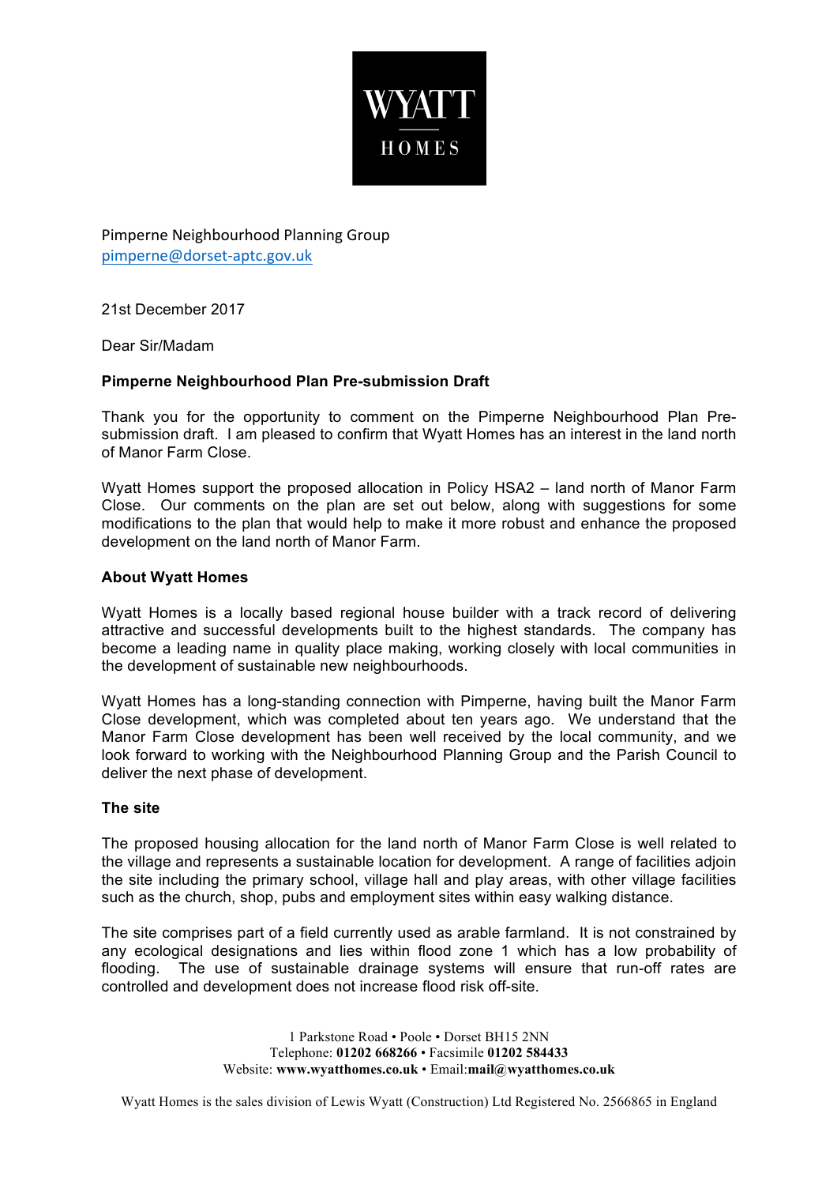WYATT

HOMES

Pimperne Neighbourhood Planning Group
pimperne@dorset-aptc.gov.uk

21st December 2017

Dear Sir/Madam

**Pimperne Neighbourhood Plan Pre-submission Draft**

Thank you for the opportunity to comment on the Pimperne Neighbourhood Plan Pre-submission draft. I am pleased to confirm that Wyatt Homes has an interest in the land north of Manor Farm Close.

Wyatt Homes support the proposed allocation in Policy HSA2 – land north of Manor Farm Close. Our comments on the plan are set out below, along with suggestions for some modifications to the plan that would help to make it more robust and enhance the proposed development on the land north of Manor Farm.

**About Wyatt Homes**

Wyatt Homes is a locally based regional house builder with a track record of delivering attractive and successful developments built to the highest standards. The company has become a leading name in quality place making, working closely with local communities in the development of sustainable new neighbourhoods.

Wyatt Homes has a long-standing connection with Pimperne, having built the Manor Farm Close development, which was completed about ten years ago. We understand that the Manor Farm Close development has been well received by the local community, and we look forward to working with the Neighbourhood Planning Group and the Parish Council to deliver the next phase of development.

**The site**

The proposed housing allocation for the land north of Manor Farm Close is well related to the village and represents a sustainable location for development. A range of facilities adjoin the site including the primary school, village hall and play areas, with other village facilities such as the church, shop, pubs and employment sites within easy walking distance.

The site comprises part of a field currently used as arable farmland. It is not constrained by any ecological designations and lies within flood zone 1 which has a low probability of flooding. The use of sustainable drainage systems will ensure that run-off rates are controlled and development does not increase flood risk off-site.

1 Parkstone Road • Poole • Dorset BH15 2NN
Telephone: **01202 668266** • Facsimile **01202 584433**
Website: **www.wyatthomes.co.uk** • Email: **mail@wyatthomes.co.uk**

Wyatt Homes is the sales division of Lewis Wyatt (Construction) Ltd Registered No. 2566865 in England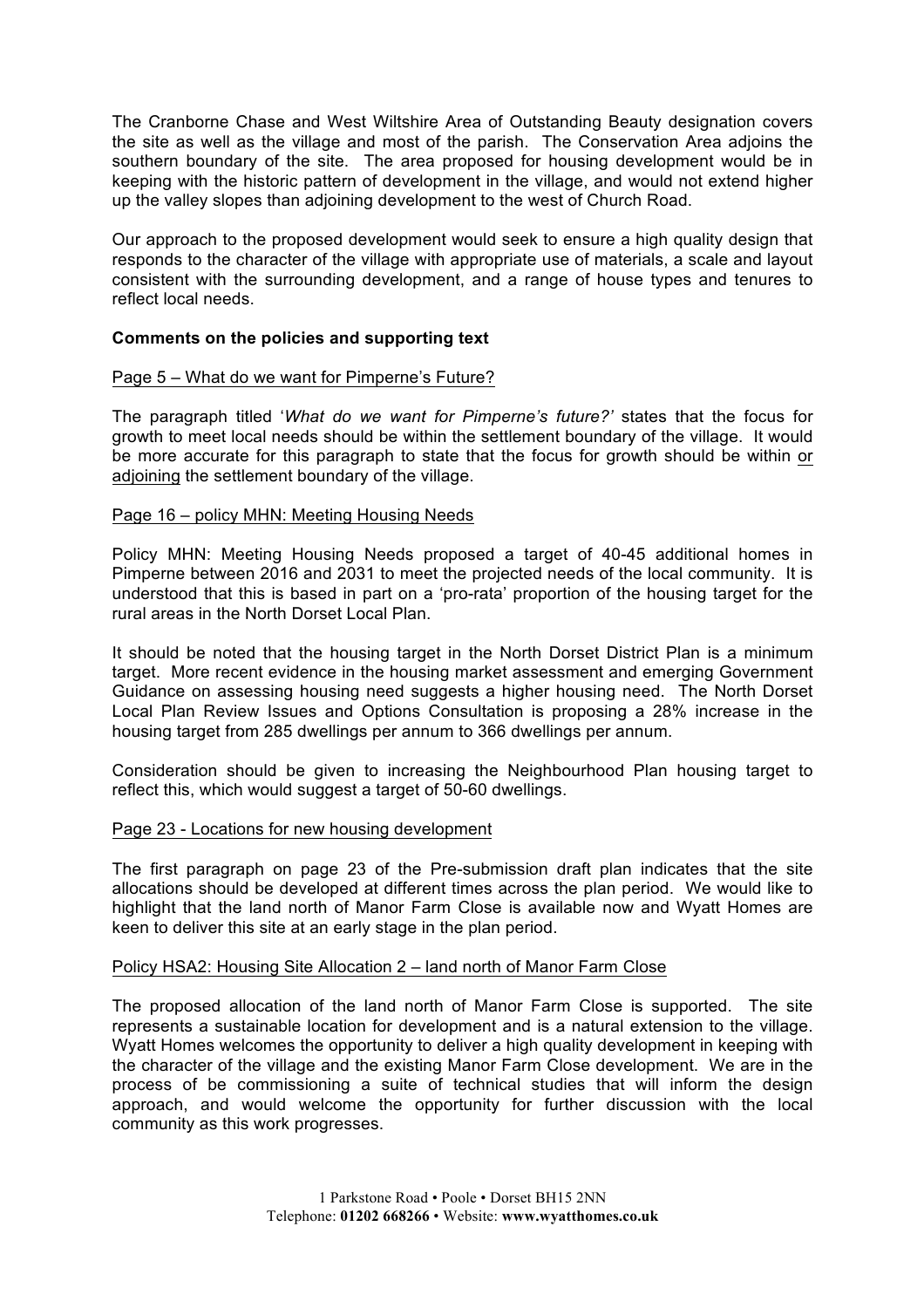The Cranborne Chase and West Wiltshire Area of Outstanding Beauty designation covers the site as well as the village and most of the parish. The Conservation Area adjoins the southern boundary of the site. The area proposed for housing development would be in keeping with the historic pattern of development in the village, and would not extend higher up the valley slopes than adjoining development to the west of Church Road.

Our approach to the proposed development would seek to ensure a high quality design that responds to the character of the village with appropriate use of materials, a scale and layout consistent with the surrounding development, and a range of house types and tenures to reflect local needs.

**Comments on the policies and supporting text**

<u>Page 5 – What do we want for Pimperne's Future?</u>

The paragraph titled '*What do we want for Pimperne's future?*' states that the focus for growth to meet local needs should be within the settlement boundary of the village. It would be more accurate for this paragraph to state that the focus for growth should be within <u>or adjoining</u> the settlement boundary of the village.

<u>Page 16 – policy MHN: Meeting Housing Needs</u>

Policy MHN: Meeting Housing Needs proposed a target of 40-45 additional homes in Pimperne between 2016 and 2031 to meet the projected needs of the local community. It is understood that this is based in part on a 'pro-rata' proportion of the housing target for the rural areas in the North Dorset Local Plan.

It should be noted that the housing target in the North Dorset District Plan is a minimum target. More recent evidence in the housing market assessment and emerging Government Guidance on assessing housing need suggests a higher housing need. The North Dorset Local Plan Review Issues and Options Consultation is proposing a 28% increase in the housing target from 285 dwellings per annum to 366 dwellings per annum.

Consideration should be given to increasing the Neighbourhood Plan housing target to reflect this, which would suggest a target of 50-60 dwellings.

<u>Page 23 - Locations for new housing development</u>

The first paragraph on page 23 of the Pre-submission draft plan indicates that the site allocations should be developed at different times across the plan period. We would like to highlight that the land north of Manor Farm Close is available now and Wyatt Homes are keen to deliver this site at an early stage in the plan period.

<u>Policy HSA2: Housing Site Allocation 2 – land north of Manor Farm Close</u>

The proposed allocation of the land north of Manor Farm Close is supported. The site represents a sustainable location for development and is a natural extension to the village. Wyatt Homes welcomes the opportunity to deliver a high quality development in keeping with the character of the village and the existing Manor Farm Close development. We are in the process of be commissioning a suite of technical studies that will inform the design approach, and would welcome the opportunity for further discussion with the local community as this work progresses.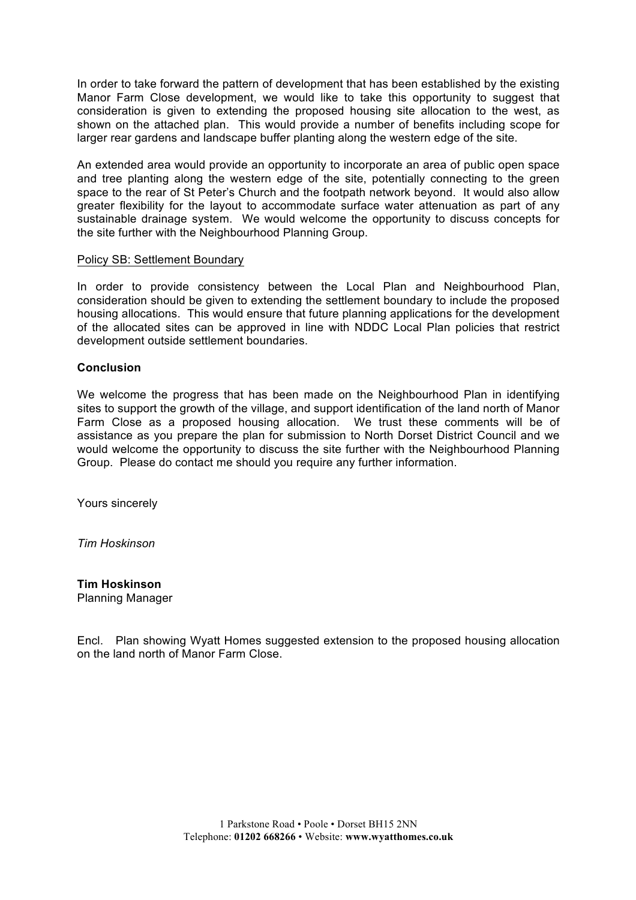In order to take forward the pattern of development that has been established by the existing Manor Farm Close development, we would like to take this opportunity to suggest that consideration is given to extending the proposed housing site allocation to the west, as shown on the attached plan. This would provide a number of benefits including scope for larger rear gardens and landscape buffer planting along the western edge of the site.

An extended area would provide an opportunity to incorporate an area of public open space and tree planting along the western edge of the site, potentially connecting to the green space to the rear of St Peter's Church and the footpath network beyond. It would also allow greater flexibility for the layout to accommodate surface water attenuation as part of any sustainable drainage system. We would welcome the opportunity to discuss concepts for the site further with the Neighbourhood Planning Group.

<u>Policy SB: Settlement Boundary</u>

In order to provide consistency between the Local Plan and Neighbourhood Plan, consideration should be given to extending the settlement boundary to include the proposed housing allocations. This would ensure that future planning applications for the development of the allocated sites can be approved in line with NDDC Local Plan policies that restrict development outside settlement boundaries.

**Conclusion**

We welcome the progress that has been made on the Neighbourhood Plan in identifying sites to support the growth of the village, and support identification of the land north of Manor Farm Close as a proposed housing allocation. We trust these comments will be of assistance as you prepare the plan for submission to North Dorset District Council and we would welcome the opportunity to discuss the site further with the Neighbourhood Planning Group. Please do contact me should you require any further information.

Yours sincerely

*Tim Hoskinson*

**Tim Hoskinson**
Planning Manager

Encl. Plan showing Wyatt Homes suggested extension to the proposed housing allocation on the land north of Manor Farm Close.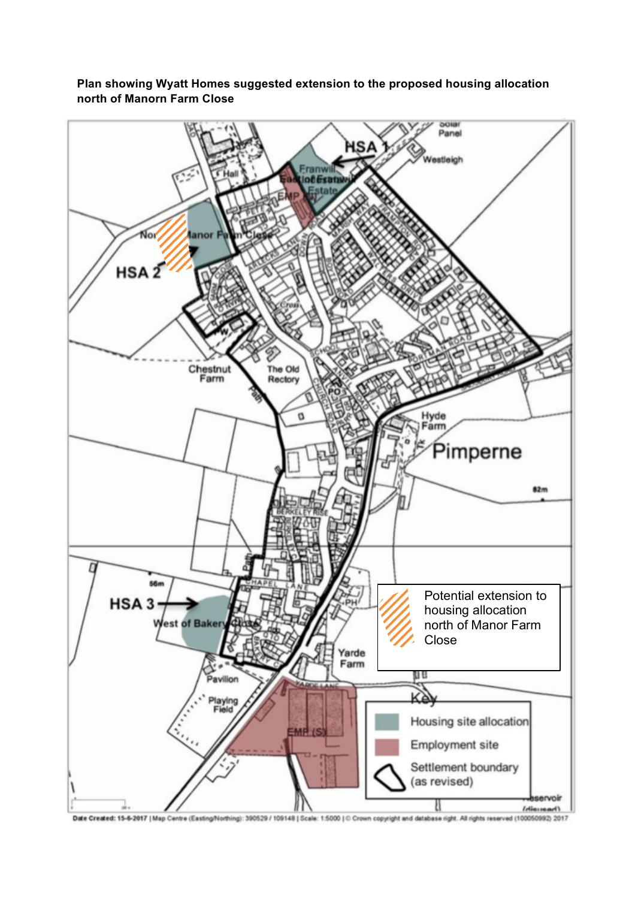**Plan showing Wyatt Homes suggested extension to the proposed housing allocation north of Manorn Farm Close**

HSA 1

Franwill East of Franwill Estate

EMP

Westleigh

HSA 2

North of Manor Farm Close

Chestnut Farm

The Old Rectory

Hyde Farm

Pimperne

82m

BERKELEY RISE

CHAPEL LANE

56m

HSA 3

West of Bakery Close

Yarde Farm

Pavilion

Playing Field

EMP (S)

Potential extension to housing allocation north of Manor Farm Close

Key

Housing site allocation

Employment site

Settlement boundary (as revised)

Date Created: 15-6-2017 | Map Centre (Easting/Northing): 390529 / 109148 | Scale: 1:5000 | © Crown copyright and database right. All rights reserved (100050992) 2017